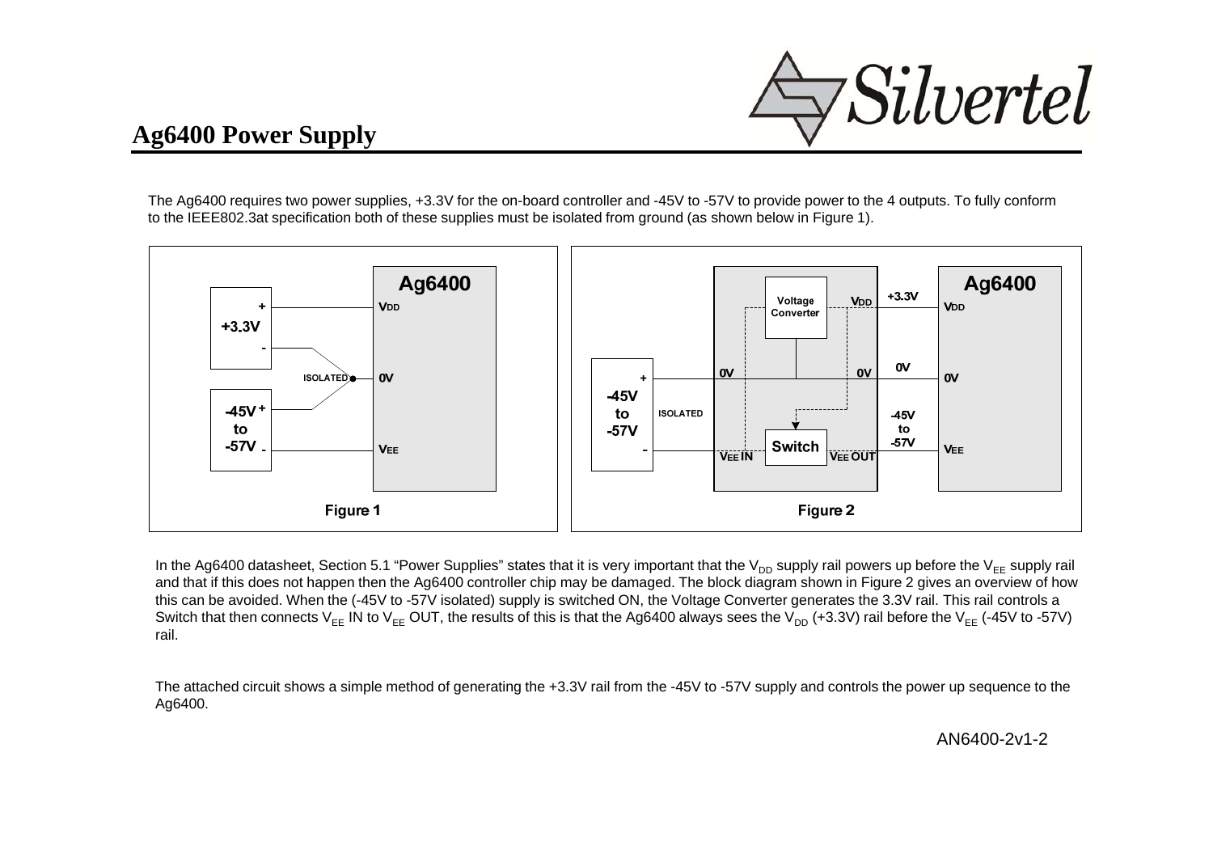# Ag6400 Power Supply

The Ag6400 requires two power supplies, +3.3V for the on-board controller and -45V to -57V to provide power to the 4 outputs. To fully conform to the IEEE802.3at specification both of these supplies must be isolated from ground (as shown below in Figure 1).

Figure 1

Figure 2

In the Ag6400 datasheet, Section 5.1 "Power Supplies" states that it is very important that the $V_{DD}$ supply rail powers up before the $V_{EE}$ supply rail and that if this does not happen then the Ag6400 controller chip may be damaged. The block diagram shown in Figure 2 gives an overview of how this can be avoided. When the (-45V to -57V isolated) supply is switched ON, the Voltage Converter generates the 3.3V rail. This rail controls a Switch that then connects $V_{EE}$ IN to $V_{EE}$ OUT, the results of this is that the Ag6400 always sees the $V_{DD}$ (+3.3V) rail before the $V_{EE}$ (-45V to -57V) rail.

The attached circuit shows a simple method of generating the +3.3V rail from the -45V to -57V supply and controls the power up sequence to the Ag6400.

AN6400-2v1-2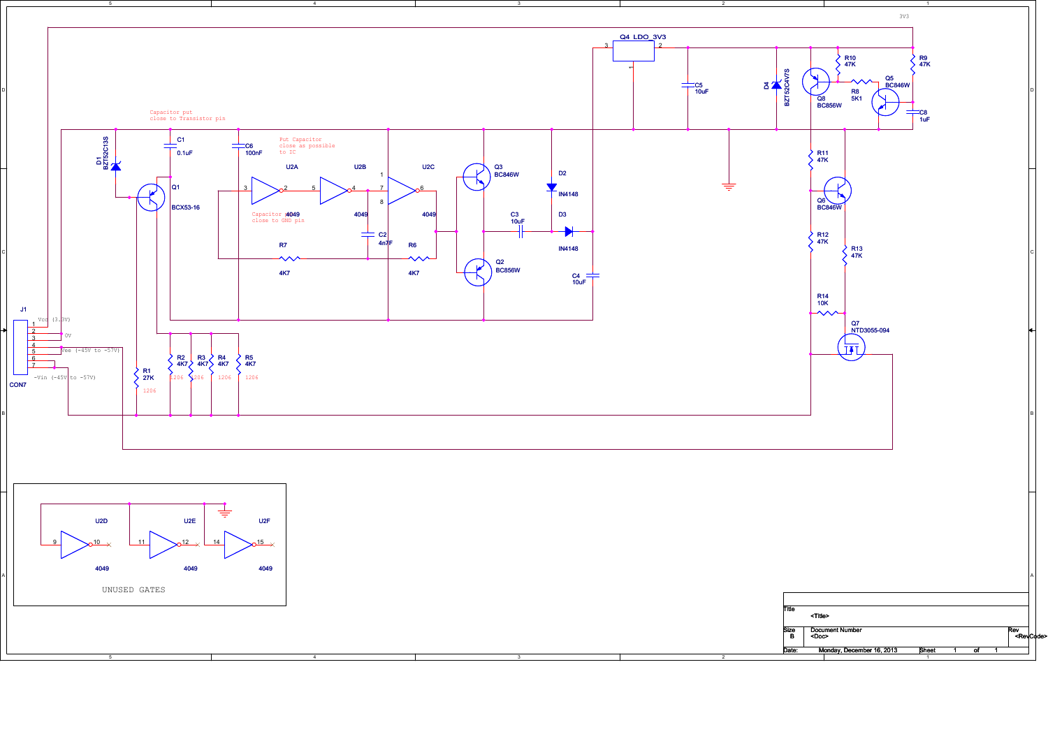3V3

Q4 LDO_3V3

C5 10uF

D4 BZT52C4V7S

R10 47K

Q8 BC856W

R8 5K1

Q5 BC846W

R9 47K

C8 1uF

Capacitor put close to Transistor pin

Put Capacitor close as possible to IC

D1 BZT52C13S

C1 0.1uF

C6 100nF

U2A

U2B

U2C

Q3 BC846W

D2 IN4148

R11 47K

Q6 BC846W

Q1 BCX53-16

Capacitor close to GND pin

4049

4049

4049

C3 10uF

D3 IN4148

C2 4n7F

R7 4K7

R6 4K7

Q2 BC856W

C4 10uF

R12 47K

R13 47K

R14 10K

Q7 NTD3055-094

J1

CON7

Vcc (3.3V)

0V

Vee (-45V to -57V)

-Vin (-45V to -57V)

R1 27K 1206

R2 4K7 1206

R3 4K7 1206

R4 4K7 1206

R5 4K7 1206

U2D

U2E

U2F

4049

4049

4049

UNUSED GATES

| | | | | |
|---|---|---|---|---|
| Title | <Title> | | | |
| Size B | Document Number <Doc> | | | Rev <RevCode> |
| Date: | Monday, December 16, 2013 | Sheet | 1 of 1 | |